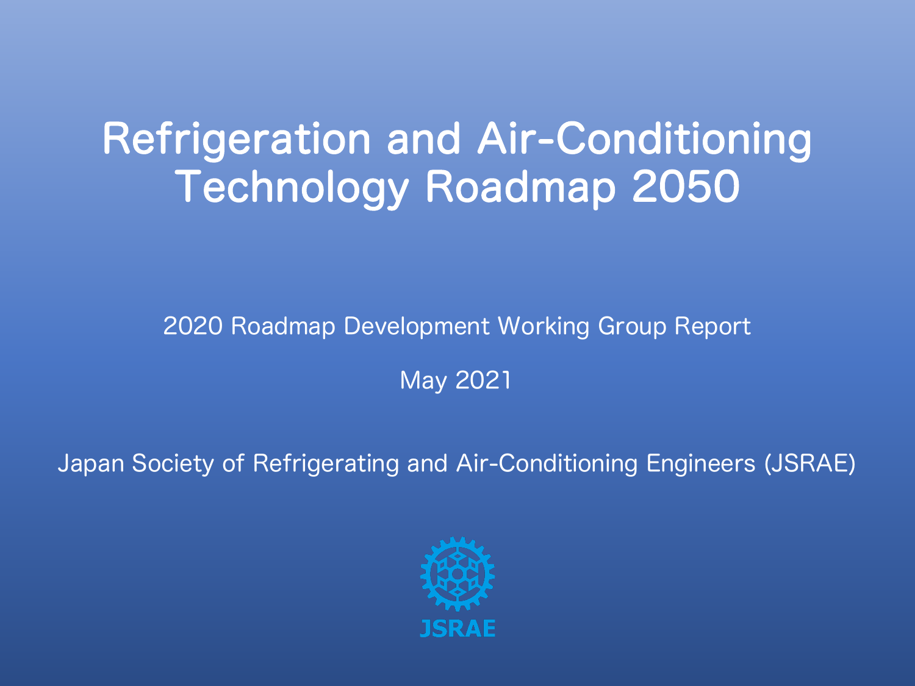# Refrigeration and Air-Conditioning Technology Roadmap 2050

2020 Roadmap Development Working Group Report

May 2021

Japan Society of Refrigerating and Air-Conditioning Engineers (JSRAE)

JSRAE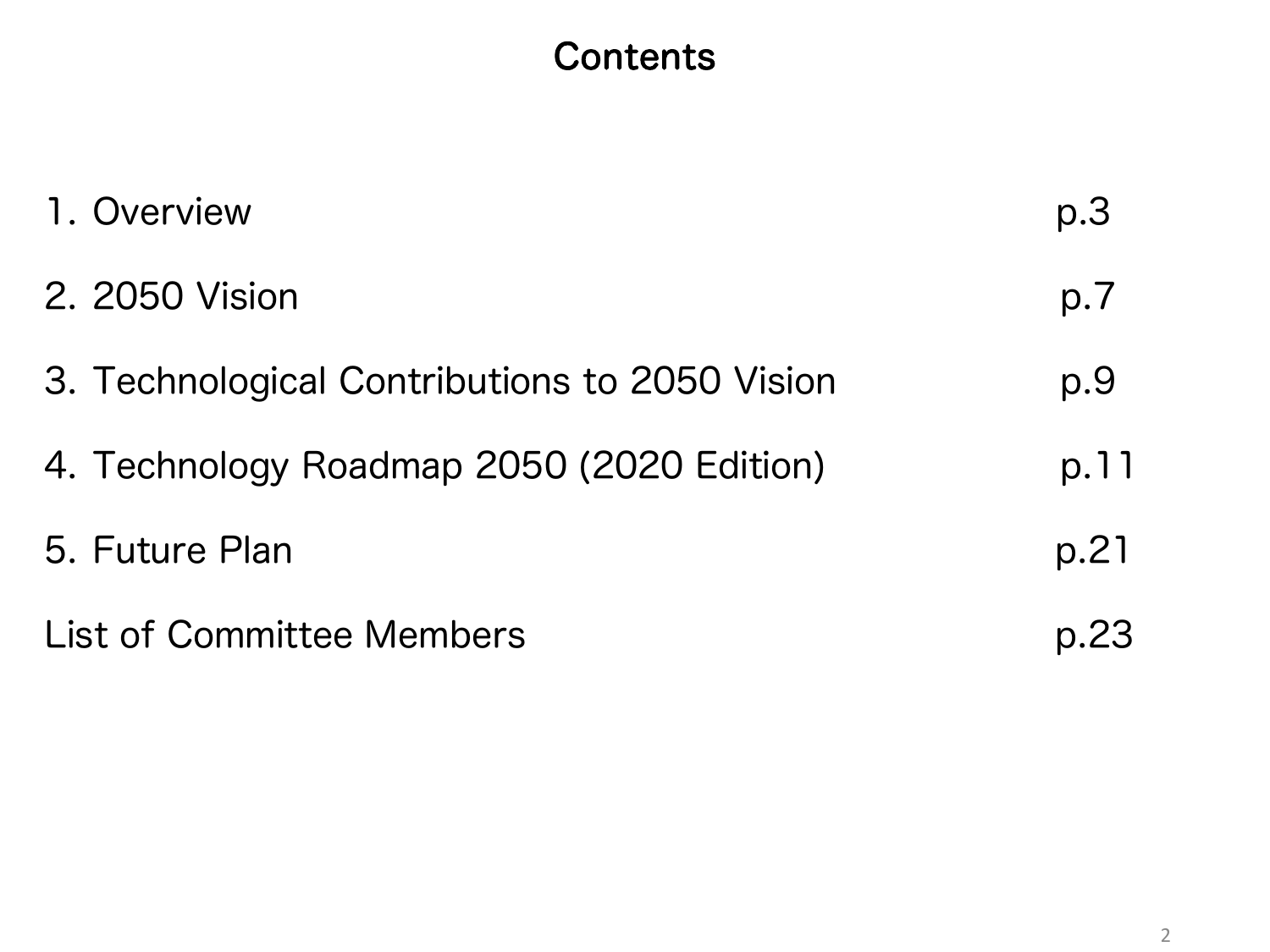# Contents

| | |
|---|---|
| 1. Overview | p.3 |
| 2. 2050 Vision | p.7 |
| 3. Technological Contributions to 2050 Vision | p.9 |
| 4. Technology Roadmap 2050 (2020 Edition) | p.11 |
| 5. Future Plan | p.21 |
| List of Committee Members | p.23 |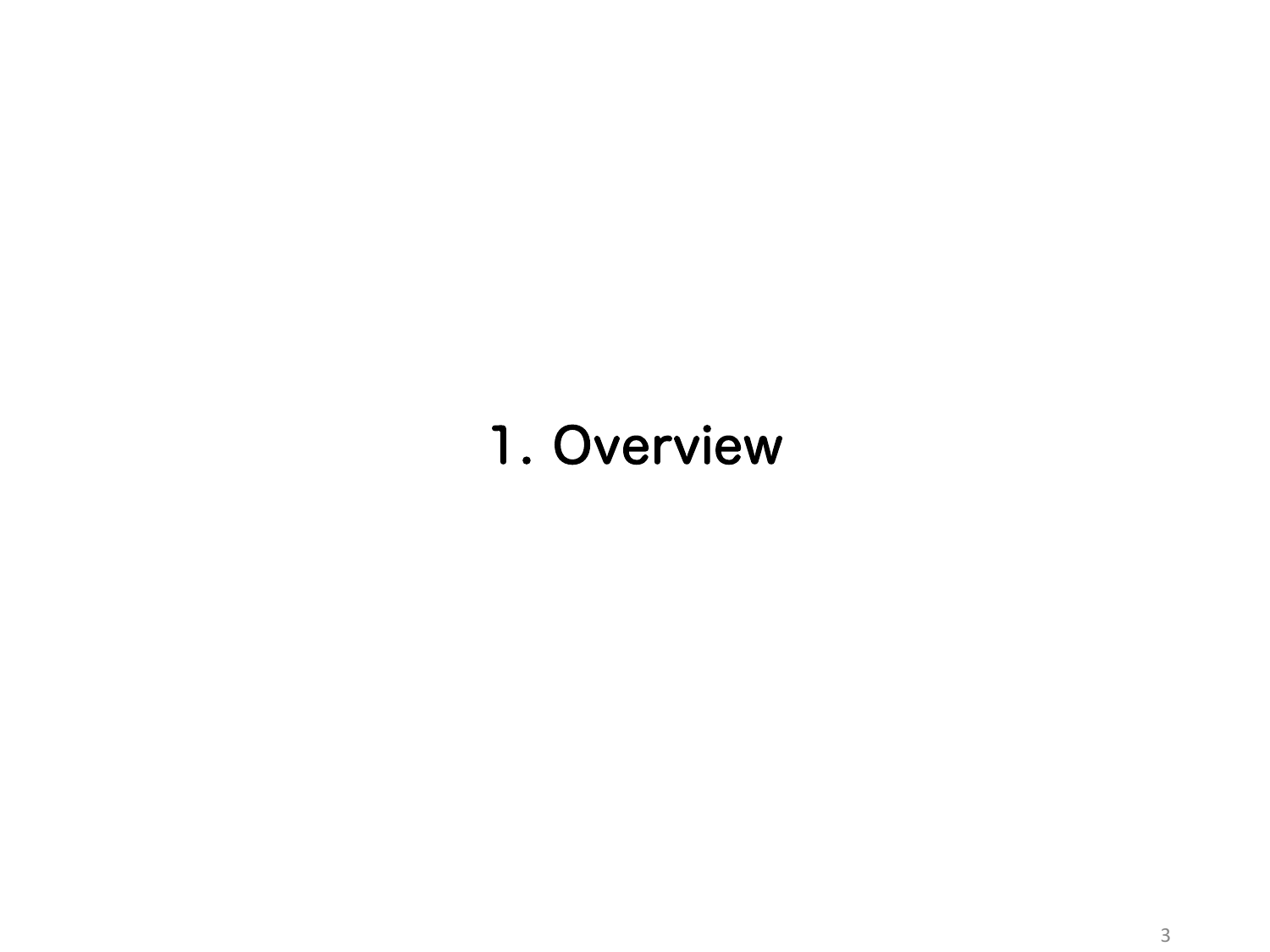# 1. Overview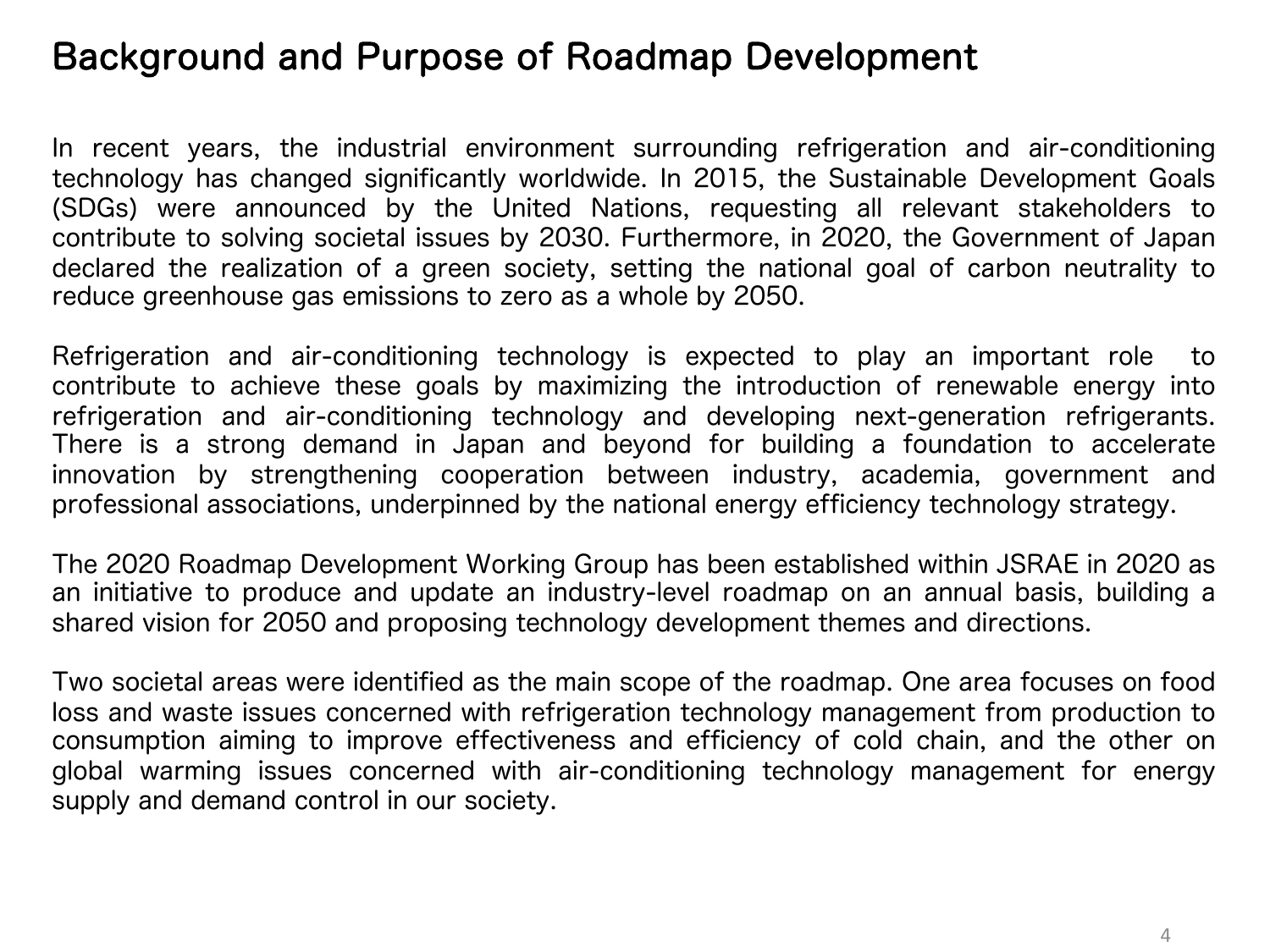# Background and Purpose of Roadmap Development

In recent years, the industrial environment surrounding refrigeration and air-conditioning technology has changed significantly worldwide. In 2015, the Sustainable Development Goals (SDGs) were announced by the United Nations, requesting all relevant stakeholders to contribute to solving societal issues by 2030. Furthermore, in 2020, the Government of Japan declared the realization of a green society, setting the national goal of carbon neutrality to reduce greenhouse gas emissions to zero as a whole by 2050.

Refrigeration and air-conditioning technology is expected to play an important role to contribute to achieve these goals by maximizing the introduction of renewable energy into refrigeration and air-conditioning technology and developing next-generation refrigerants. There is a strong demand in Japan and beyond for building a foundation to accelerate innovation by strengthening cooperation between industry, academia, government and professional associations, underpinned by the national energy efficiency technology strategy.

The 2020 Roadmap Development Working Group has been established within JSRAE in 2020 as an initiative to produce and update an industry-level roadmap on an annual basis, building a shared vision for 2050 and proposing technology development themes and directions.

Two societal areas were identified as the main scope of the roadmap. One area focuses on food loss and waste issues concerned with refrigeration technology management from production to consumption aiming to improve effectiveness and efficiency of cold chain, and the other on global warming issues concerned with air-conditioning technology management for energy supply and demand control in our society.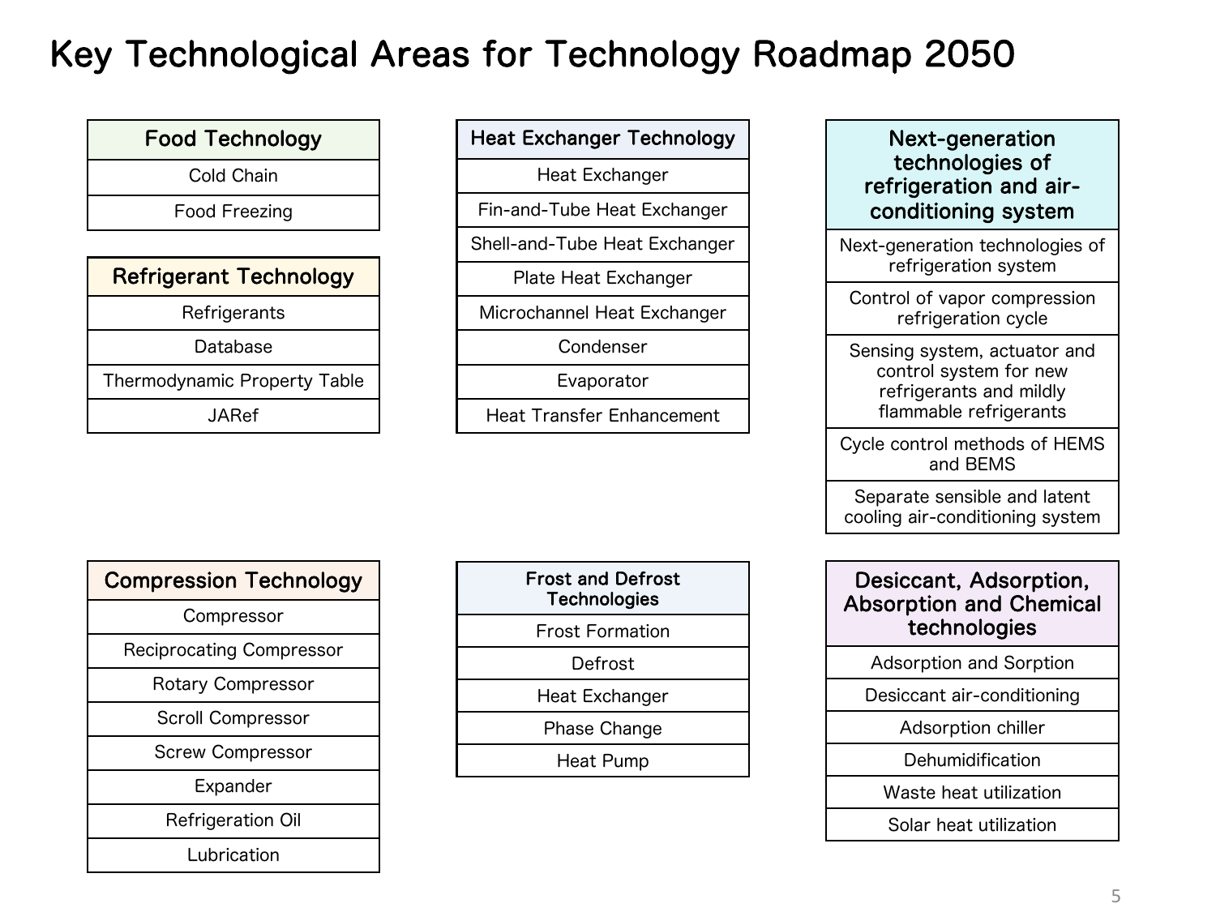# Key Technological Areas for Technology Roadmap 2050

| Food Technology |
| --- |
| Cold Chain |
| Food Freezing |

| Refrigerant Technology |
| --- |
| Refrigerants |
| Database |
| Thermodynamic Property Table |
| JARef |

| Heat Exchanger Technology |
| --- |
| Heat Exchanger |
| Fin-and-Tube Heat Exchanger |
| Shell-and-Tube Heat Exchanger |
| Plate Heat Exchanger |
| Microchannel Heat Exchanger |
| Condenser |
| Evaporator |
| Heat Transfer Enhancement |

| Next-generation technologies of refrigeration and air-conditioning system |
| --- |
| Next-generation technologies of refrigeration system |
| Control of vapor compression refrigeration cycle |
| Sensing system, actuator and control system for new refrigerants and mildly flammable refrigerants |
| Cycle control methods of HEMS and BEMS |
| Separate sensible and latent cooling air-conditioning system |

| Compression Technology |
| --- |
| Compressor |
| Reciprocating Compressor |
| Rotary Compressor |
| Scroll Compressor |
| Screw Compressor |
| Expander |
| Refrigeration Oil |
| Lubrication |

| Frost and Defrost Technologies |
| --- |
| Frost Formation |
| Defrost |
| Heat Exchanger |
| Phase Change |
| Heat Pump |

| Desiccant, Adsorption, Absorption and Chemical technologies |
| --- |
| Adsorption and Sorption |
| Desiccant air-conditioning |
| Adsorption chiller |
| Dehumidification |
| Waste heat utilization |
| Solar heat utilization |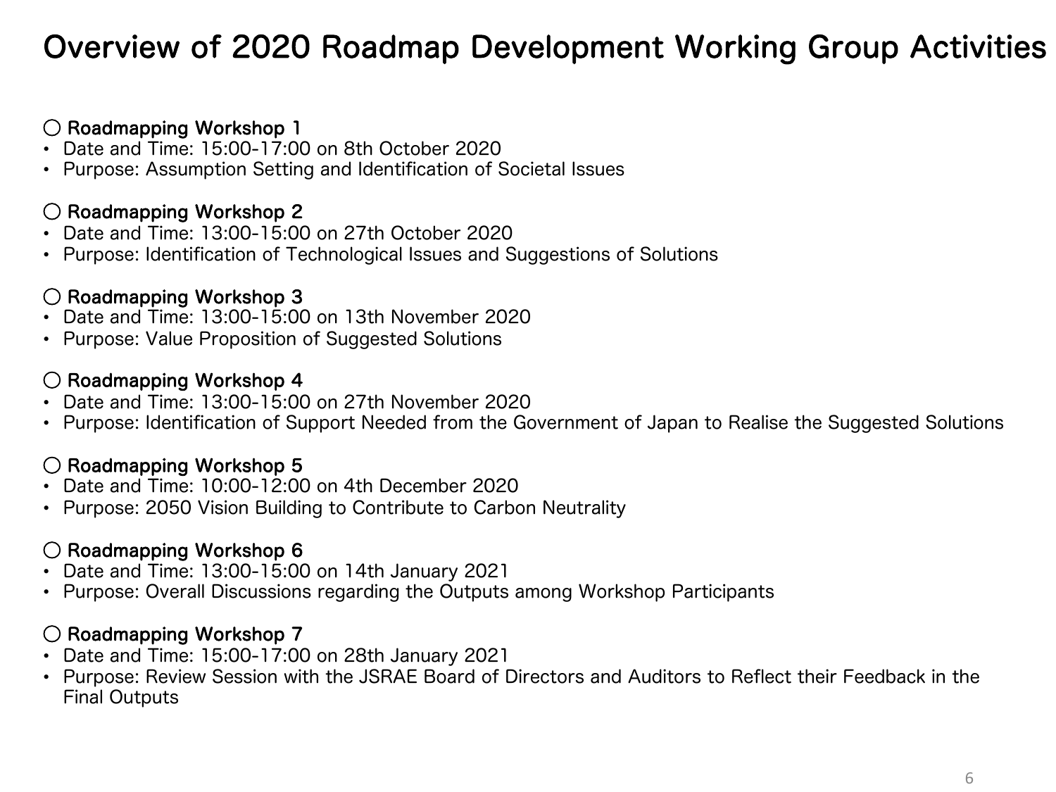# Overview of 2020 Roadmap Development Working Group Activities

○ Roadmapping Workshop 1

- Date and Time: 15:00-17:00 on 8th October 2020
- Purpose: Assumption Setting and Identification of Societal Issues

○ Roadmapping Workshop 2

- Date and Time: 13:00-15:00 on 27th October 2020
- Purpose: Identification of Technological Issues and Suggestions of Solutions

○ Roadmapping Workshop 3

- Date and Time: 13:00-15:00 on 13th November 2020
- Purpose: Value Proposition of Suggested Solutions

○ Roadmapping Workshop 4

- Date and Time: 13:00-15:00 on 27th November 2020
- Purpose: Identification of Support Needed from the Government of Japan to Realise the Suggested Solutions

○ Roadmapping Workshop 5

- Date and Time: 10:00-12:00 on 4th December 2020
- Purpose: 2050 Vision Building to Contribute to Carbon Neutrality

○ Roadmapping Workshop 6

- Date and Time: 13:00-15:00 on 14th January 2021
- Purpose: Overall Discussions regarding the Outputs among Workshop Participants

○ Roadmapping Workshop 7

- Date and Time: 15:00-17:00 on 28th January 2021
- Purpose: Review Session with the JSRAE Board of Directors and Auditors to Reflect their Feedback in the Final Outputs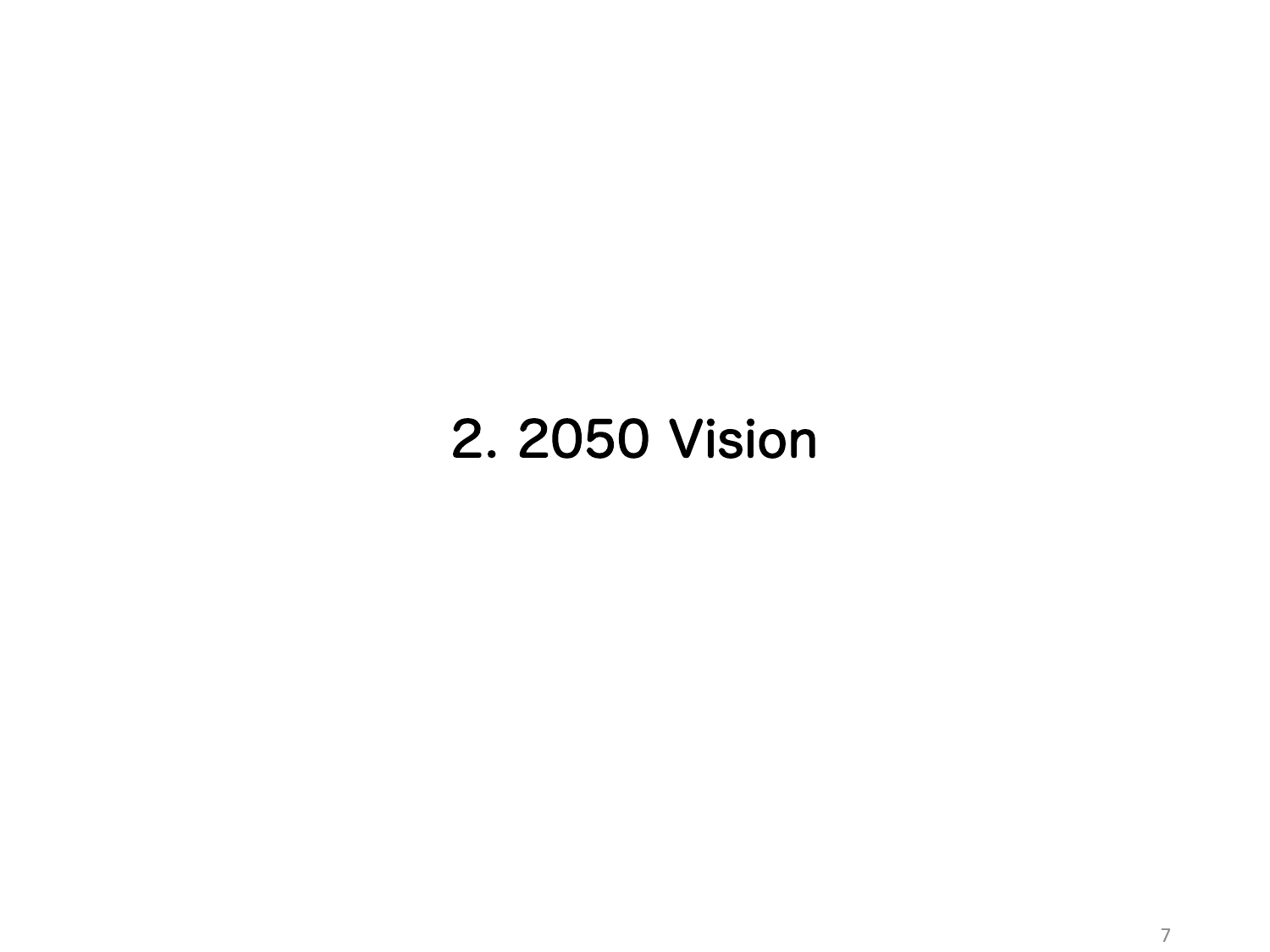# 2. 2050 Vision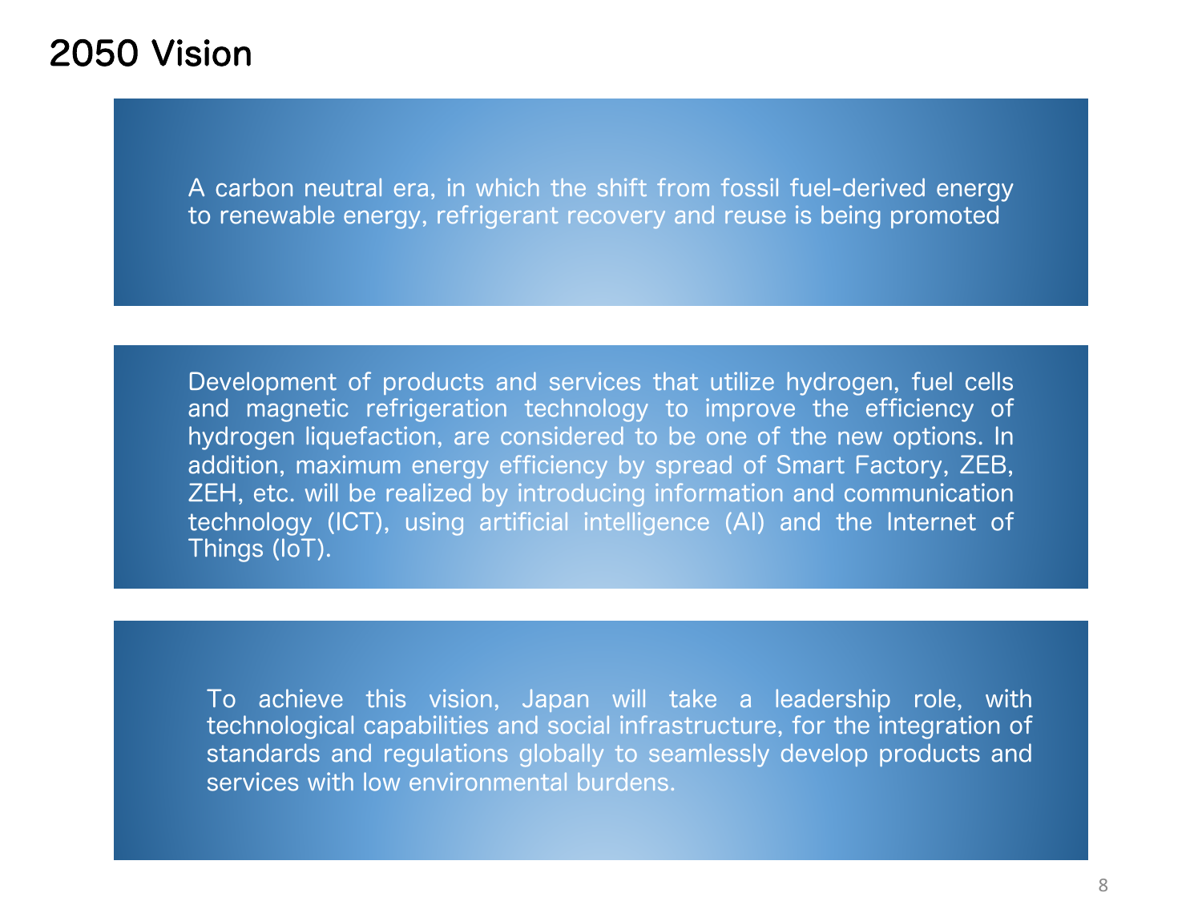# 2050 Vision

A carbon neutral era, in which the shift from fossil fuel-derived energy to renewable energy, refrigerant recovery and reuse is being promoted

Development of products and services that utilize hydrogen, fuel cells and magnetic refrigeration technology to improve the efficiency of hydrogen liquefaction, are considered to be one of the new options. In addition, maximum energy efficiency by spread of Smart Factory, ZEB, ZEH, etc. will be realized by introducing information and communication technology (ICT), using artificial intelligence (AI) and the Internet of Things (IoT).

To achieve this vision, Japan will take a leadership role, with technological capabilities and social infrastructure, for the integration of standards and regulations globally to seamlessly develop products and services with low environmental burdens.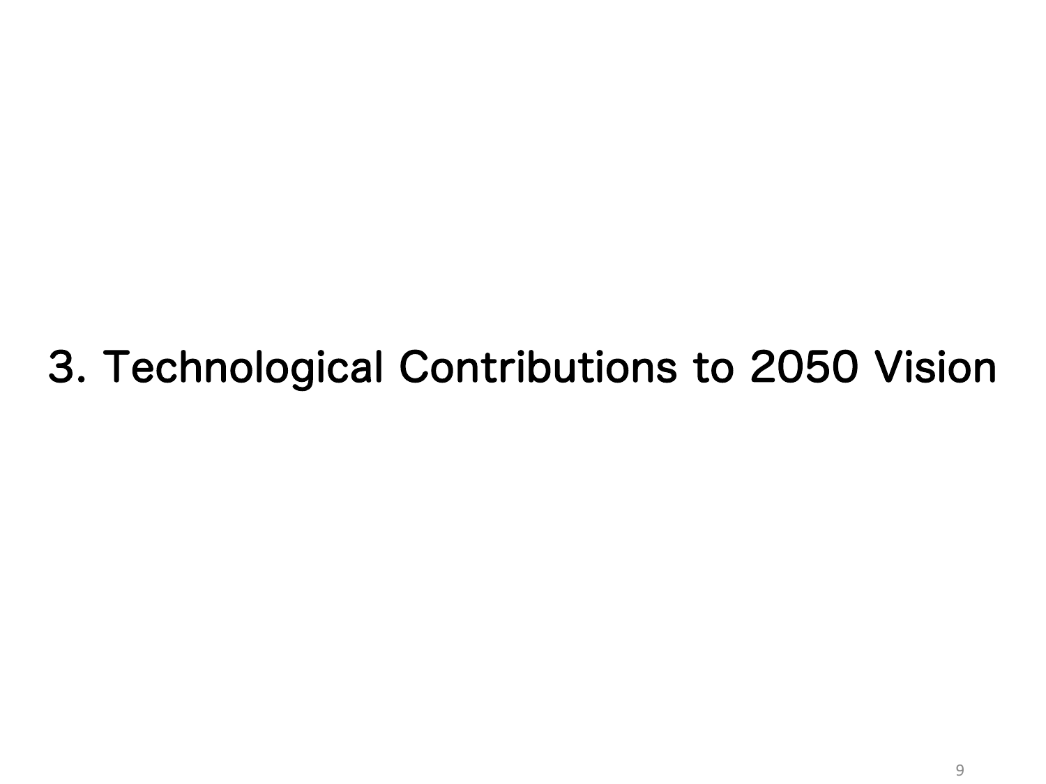# 3. Technological Contributions to 2050 Vision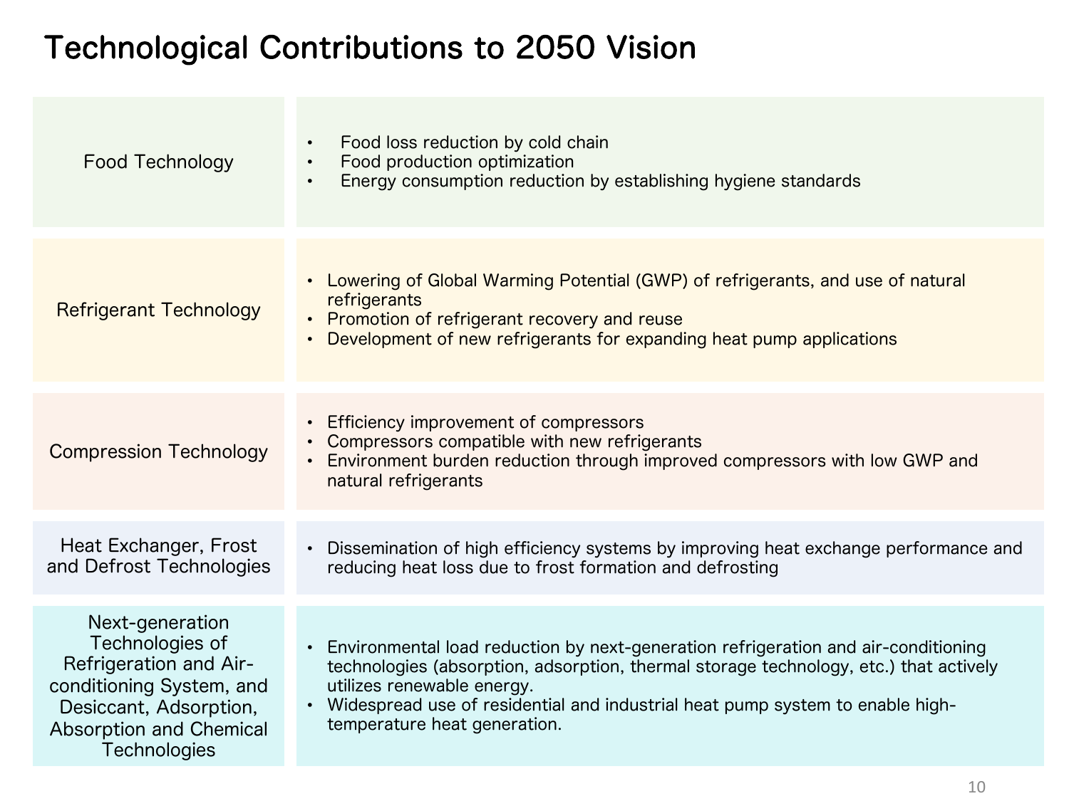# Technological Contributions to 2050 Vision

| Technology | Contributions |
| --- | --- |
| Food Technology | • Food loss reduction by cold chain<br>• Food production optimization<br>• Energy consumption reduction by establishing hygiene standards |
| Refrigerant Technology | • Lowering of Global Warming Potential (GWP) of refrigerants, and use of natural refrigerants<br>• Promotion of refrigerant recovery and reuse<br>• Development of new refrigerants for expanding heat pump applications |
| Compression Technology | • Efficiency improvement of compressors<br>• Compressors compatible with new refrigerants<br>• Environment burden reduction through improved compressors with low GWP and natural refrigerants |
| Heat Exchanger, Frost and Defrost Technologies | • Dissemination of high efficiency systems by improving heat exchange performance and reducing heat loss due to frost formation and defrosting |
| Next-generation Technologies of Refrigeration and Air-conditioning System, and Desiccant, Adsorption, Absorption and Chemical Technologies | • Environmental load reduction by next-generation refrigeration and air-conditioning technologies (absorption, adsorption, thermal storage technology, etc.) that actively utilizes renewable energy.<br>• Widespread use of residential and industrial heat pump system to enable high-temperature heat generation. |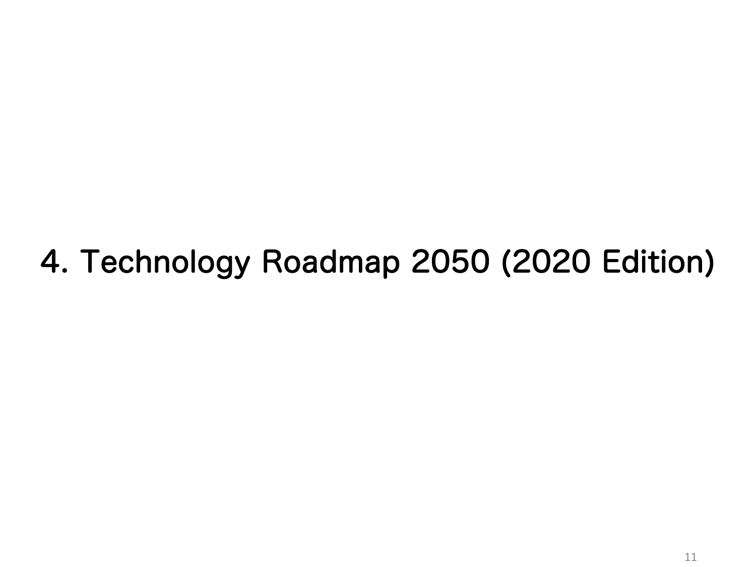# 4. Technology Roadmap 2050 (2020 Edition)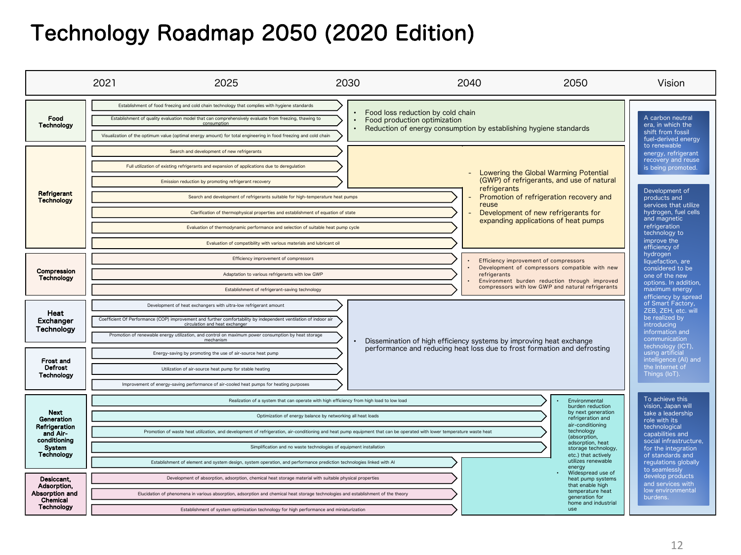# Technology Roadmap 2050 (2020 Edition)

| | 2021 – 2030 / 2040 / 2050 (R&D themes) | Targets toward 2040–2050 | Vision |
|---|---|---|---|
| **Food Technology** | Establishment of food freezing and cold chain technology that complies with hygiene standards (2021–2030)<br>Establishment of quality evaluation model that can comprehensively evaluate from freezing, thawing to consumption (2021–2030)<br>Visualization of the optimum value (optimal energy amount) for total engineering in food freezing and cold chain (2021–2030) | • Food loss reduction by cold chain<br>• Food production optimization<br>• Reduction of energy consumption by establishing hygiene standards | A carbon neutral era, in which the shift from fossil fuel-derived energy to renewable energy, refrigerant recovery and reuse is being promoted. |
| **Refrigerant Technology** | Search and development of new refrigerants (2021–2030)<br>Full utilization of existing refrigerants and expansion of applications due to deregulation (2021–2030)<br>Emission reduction by promoting refrigerant recovery (2021–2030)<br>Search and development of refrigerants suitable for high-temperature heat pumps (2021–2040)<br>Clarification of thermophysical properties and establishment of equation of state (2021–2040)<br>Evaluation of thermodynamic performance and selection of suitable heat pump cycle (2021–2040)<br>Evaluation of compatibility with various materials and lubricant oil (2021–2040) | - Lowering the Global Warming Potential (GWP) of refrigerants, and use of natural refrigerants<br>- Promotion of refrigeration recovery and reuse<br>- Development of new refrigerants for expanding applications of heat pumps | Development of products and services that utilize hydrogen, fuel cells and magnetic refrigeration technology to improve the efficiency of hydrogen liquefaction, are considered to be one of the new options. In addition, maximum energy efficiency by spread of Smart Factory, ZEB, ZEH, etc. will be realized by introducing information and communication technology (ICT), using artificial intelligence (AI) and the Internet of Things (IoT). |
| **Compression Technology** | Efficiency improvement of compressors (2021–2040)<br>Adaptation to various refrigerants with low GWP (2021–2040)<br>Establishment of refrigerant-saving technology (2021–2040) | • Efficiency improvement of compressors<br>• Development of compressors compatible with new refrigerants<br>• Environment burden reduction through improved compressors with low GWP and natural refrigerants | |
| **Heat Exchanger Technology** | Development of heat exchangers with ultra-low refrigerant amount (2021–2030)<br>Coefficient Of Performance (COP) improvement and further comfortability by independent ventilation of indoor air circulation and heat exchanger (2021–2030)<br>Promotion of renewable energy utilization, and control on maximum power consumption by heat storage mechanism (2021–2030) | • Dissemination of high efficiency systems by improving heat exchange performance and reducing heat loss due to frost formation and defrosting | |
| **Frost and Defrost Technology** | Energy-saving by promoting the use of air-source heat pump (2021–2030)<br>Utilization of air-source heat pump for stable heating (2021–2030)<br>Improvement of energy-saving performance of air-cooled heat pumps for heating purposes (2021–2030) | (same as above) | |
| **Next Generation Refrigeration and Air-conditioning System Technology** | Realization of a system that can operate with high efficiency from high load to low load (2021–2050)<br>Optimization of energy balance by networking all heat loads (2021–2050)<br>Promotion of waste heat utilization, and development of refrigeration, air-conditioning and heat pump equipment that can be operated with lower temperature waste heat (2021–2050)<br>Simplification and no waste technologies of equipment installation (2021–2050)<br>Establishment of element and system design, system operation, and performance prediction technologies linked with AI (2021–2040) | • Environmental burden reduction by next generation refrigeration and air-conditioning technology (absorption, adsorption, heat storage technology, etc.) that actively utilizes renewable energy<br>• Widespread use of heat pump systems that enable high temperature heat generation for home and industrial use | To achieve this vision, Japan will take a leadership role with its technological capabilities and social infrastructure, for the integration of standards and regulations globally to seamlessly develop products and services with low environmental burdens. |
| **Desiccant, Adsorption, Absorption and Chemical Technology** | Development of absorption, adsorption, chemical heat storage material with suitable physical properties (2021–2040)<br>Elucidation of phenomena in various absorption, adsorption and chemical heat storage technologies and establishment of the theory (2021–2040)<br>Establishment of system optimization technology for high performance and miniaturization (2021–2040) | (same as above) | |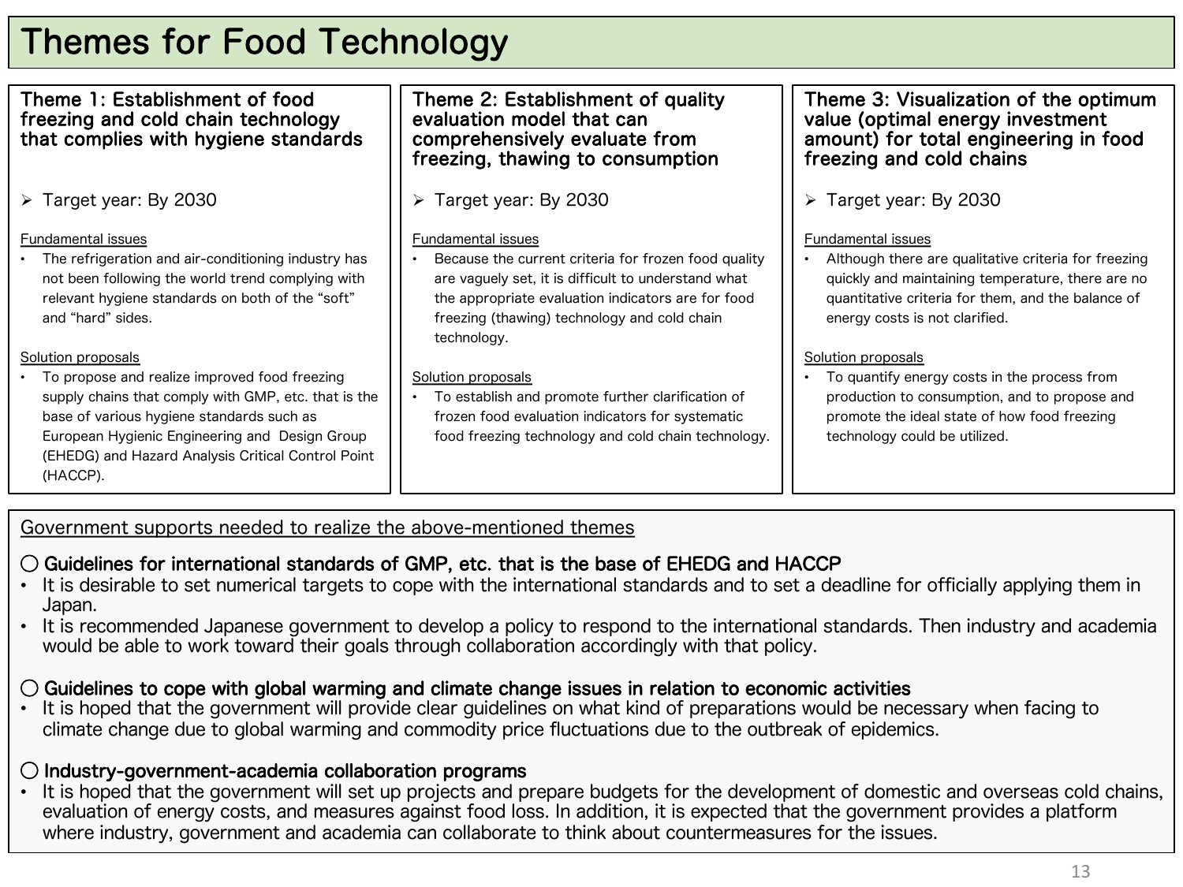# Themes for Food Technology

## Theme 1: Establishment of food freezing and cold chain technology that complies with hygiene standards

- Target year: By 2030

Fundamental issues

- The refrigeration and air-conditioning industry has not been following the world trend complying with relevant hygiene standards on both of the “soft” and “hard” sides.

Solution proposals

- To propose and realize improved food freezing supply chains that comply with GMP, etc. that is the base of various hygiene standards such as European Hygienic Engineering and Design Group (EHEDG) and Hazard Analysis Critical Control Point (HACCP).

## Theme 2: Establishment of quality evaluation model that can comprehensively evaluate from freezing, thawing to consumption

- Target year: By 2030

Fundamental issues

- Because the current criteria for frozen food quality are vaguely set, it is difficult to understand what the appropriate evaluation indicators are for food freezing (thawing) technology and cold chain technology.

Solution proposals

- To establish and promote further clarification of frozen food evaluation indicators for systematic food freezing technology and cold chain technology.

## Theme 3: Visualization of the optimum value (optimal energy investment amount) for total engineering in food freezing and cold chains

- Target year: By 2030

Fundamental issues

- Although there are qualitative criteria for freezing quickly and maintaining temperature, there are no quantitative criteria for them, and the balance of energy costs is not clarified.

Solution proposals

- To quantify energy costs in the process from production to consumption, and to propose and promote the ideal state of how food freezing technology could be utilized.

## Government supports needed to realize the above-mentioned themes

**○ Guidelines for international standards of GMP, etc. that is the base of EHEDG and HACCP**

- It is desirable to set numerical targets to cope with the international standards and to set a deadline for officially applying them in Japan.
- It is recommended Japanese government to develop a policy to respond to the international standards. Then industry and academia would be able to work toward their goals through collaboration accordingly with that policy.

**○ Guidelines to cope with global warming and climate change issues in relation to economic activities**

- It is hoped that the government will provide clear guidelines on what kind of preparations would be necessary when facing to climate change due to global warming and commodity price fluctuations due to the outbreak of epidemics.

**○ Industry-government-academia collaboration programs**

- It is hoped that the government will set up projects and prepare budgets for the development of domestic and overseas cold chains, evaluation of energy costs, and measures against food loss. In addition, it is expected that the government provides a platform where industry, government and academia can collaborate to think about countermeasures for the issues.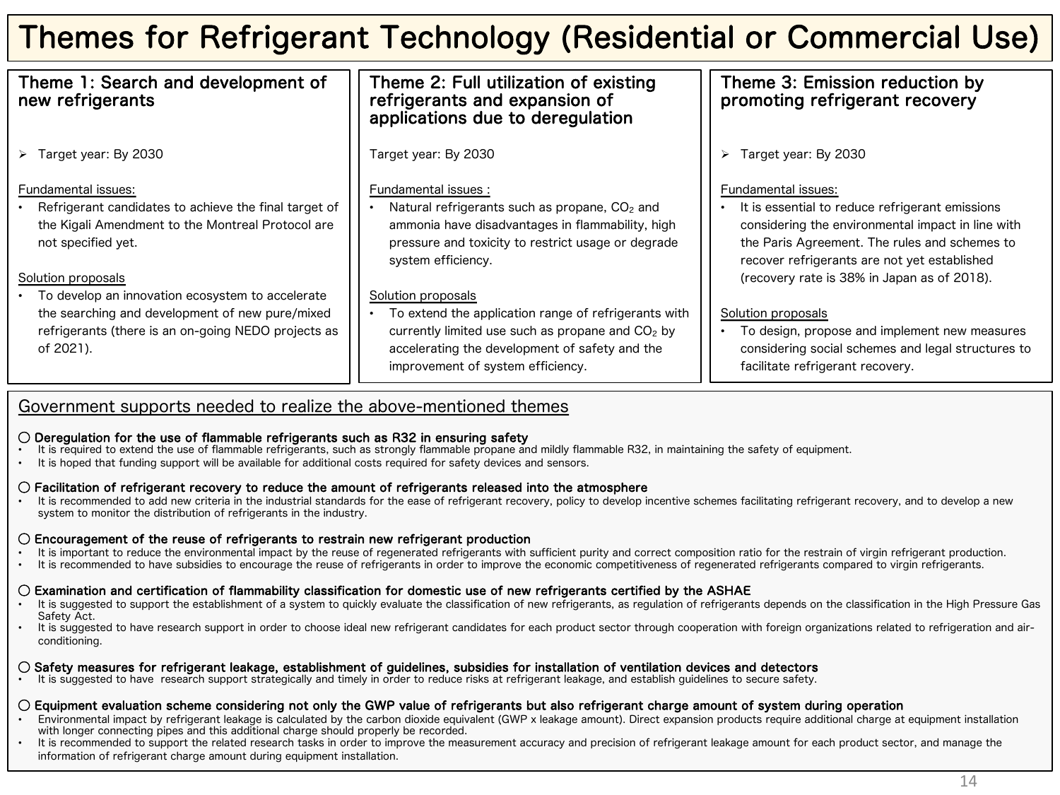# Themes for Refrigerant Technology (Residential or Commercial Use)

## Theme 1: Search and development of new refrigerants

- Target year: By 2030

Fundamental issues:

- Refrigerant candidates to achieve the final target of the Kigali Amendment to the Montreal Protocol are not specified yet.

Solution proposals

- To develop an innovation ecosystem to accelerate the searching and development of new pure/mixed refrigerants (there is an on-going NEDO projects as of 2021).

## Theme 2: Full utilization of existing refrigerants and expansion of applications due to deregulation

Target year: By 2030

Fundamental issues :

- Natural refrigerants such as propane, $CO_2$ and ammonia have disadvantages in flammability, high pressure and toxicity to restrict usage or degrade system efficiency.

Solution proposals

- To extend the application range of refrigerants with currently limited use such as propane and $CO_2$ by accelerating the development of safety and the improvement of system efficiency.

## Theme 3: Emission reduction by promoting refrigerant recovery

- Target year: By 2030

Fundamental issues:

- It is essential to reduce refrigerant emissions considering the environmental impact in line with the Paris Agreement. The rules and schemes to recover refrigerants are not yet established (recovery rate is 38% in Japan as of 2018).

Solution proposals

- To design, propose and implement new measures considering social schemes and legal structures to facilitate refrigerant recovery.

## Government supports needed to realize the above-mentioned themes

**○ Deregulation for the use of flammable refrigerants such as R32 in ensuring safety**

- It is required to extend the use of flammable refrigerants, such as strongly flammable propane and mildly flammable R32, in maintaining the safety of equipment.
- It is hoped that funding support will be available for additional costs required for safety devices and sensors.

**○ Facilitation of refrigerant recovery to reduce the amount of refrigerants released into the atmosphere**

- It is recommended to add new criteria in the industrial standards for the ease of refrigerant recovery, policy to develop incentive schemes facilitating refrigerant recovery, and to develop a new system to monitor the distribution of refrigerants in the industry.

**○ Encouragement of the reuse of refrigerants to restrain new refrigerant production**

- It is important to reduce the environmental impact by the reuse of regenerated refrigerants with sufficient purity and correct composition ratio for the restrain of virgin refrigerant production.
- It is recommended to have subsidies to encourage the reuse of refrigerants in order to improve the economic competitiveness of regenerated refrigerants compared to virgin refrigerants.

**○ Examination and certification of flammability classification for domestic use of new refrigerants certified by the ASHAE**

- It is suggested to support the establishment of a system to quickly evaluate the classification of new refrigerants, as regulation of refrigerants depends on the classification in the High Pressure Gas Safety Act.
- It is suggested to have research support in order to choose ideal new refrigerant candidates for each product sector through cooperation with foreign organizations related to refrigeration and air-conditioning.

**○ Safety measures for refrigerant leakage, establishment of guidelines, subsidies for installation of ventilation devices and detectors**

- It is suggested to have research support strategically and timely in order to reduce risks at refrigerant leakage, and establish guidelines to secure safety.

**○ Equipment evaluation scheme considering not only the GWP value of refrigerants but also refrigerant charge amount of system during operation**

- Environmental impact by refrigerant leakage is calculated by the carbon dioxide equivalent (GWP x leakage amount). Direct expansion products require additional charge at equipment installation with longer connecting pipes and this additional charge should properly be recorded.
- It is recommended to support the related research tasks in order to improve the measurement accuracy and precision of refrigerant leakage amount for each product sector, and manage the information of refrigerant charge amount during equipment installation.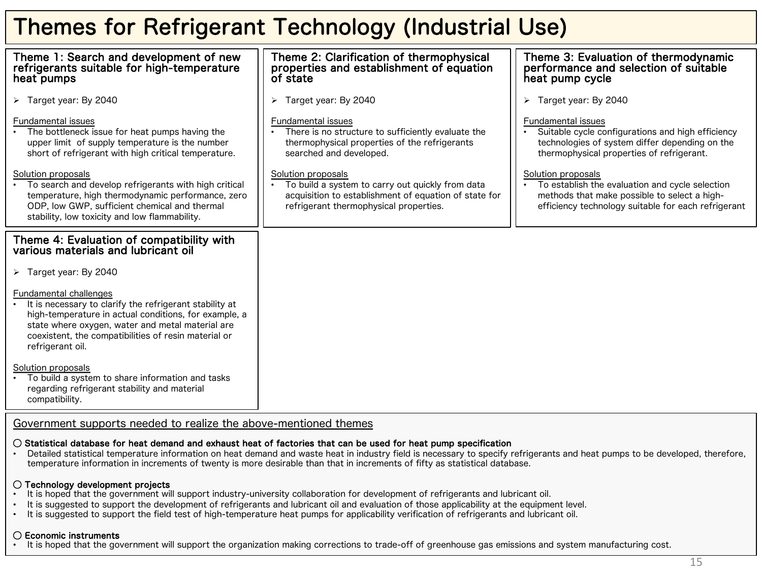# Themes for Refrigerant Technology (Industrial Use)

## Theme 1: Search and development of new refrigerants suitable for high-temperature heat pumps

- Target year: By 2040

Fundamental issues

- The bottleneck issue for heat pumps having the upper limit of supply temperature is the number short of refrigerant with high critical temperature.

Solution proposals

- To search and develop refrigerants with high critical temperature, high thermodynamic performance, zero ODP, low GWP, sufficient chemical and thermal stability, low toxicity and low flammability.

## Theme 2: Clarification of thermophysical properties and establishment of equation of state

- Target year: By 2040

Fundamental issues

- There is no structure to sufficiently evaluate the thermophysical properties of the refrigerants searched and developed.

Solution proposals

- To build a system to carry out quickly from data acquisition to establishment of equation of state for refrigerant thermophysical properties.

## Theme 3: Evaluation of thermodynamic performance and selection of suitable heat pump cycle

- Target year: By 2040

Fundamental issues

- Suitable cycle configurations and high efficiency technologies of system differ depending on the thermophysical properties of refrigerant.

Solution proposals

- To establish the evaluation and cycle selection methods that make possible to select a high-efficiency technology suitable for each refrigerant

## Theme 4: Evaluation of compatibility with various materials and lubricant oil

- Target year: By 2040

Fundamental challenges

- It is necessary to clarify the refrigerant stability at high-temperature in actual conditions, for example, a state where oxygen, water and metal material are coexistent, the compatibilities of resin material or refrigerant oil.

Solution proposals

- To build a system to share information and tasks regarding refrigerant stability and material compatibility.

## Government supports needed to realize the above-mentioned themes

**○ Statistical database for heat demand and exhaust heat of factories that can be used for heat pump specification**

- Detailed statistical temperature information on heat demand and waste heat in industry field is necessary to specify refrigerants and heat pumps to be developed, therefore, temperature information in increments of twenty is more desirable than that in increments of fifty as statistical database.

**○ Technology development projects**

- It is hoped that the government will support industry-university collaboration for development of refrigerants and lubricant oil.
- It is suggested to support the development of refrigerants and lubricant oil and evaluation of those applicability at the equipment level.
- It is suggested to support the field test of high-temperature heat pumps for applicability verification of refrigerants and lubricant oil.

**○ Economic instruments**

- It is hoped that the government will support the organization making corrections to trade-off of greenhouse gas emissions and system manufacturing cost.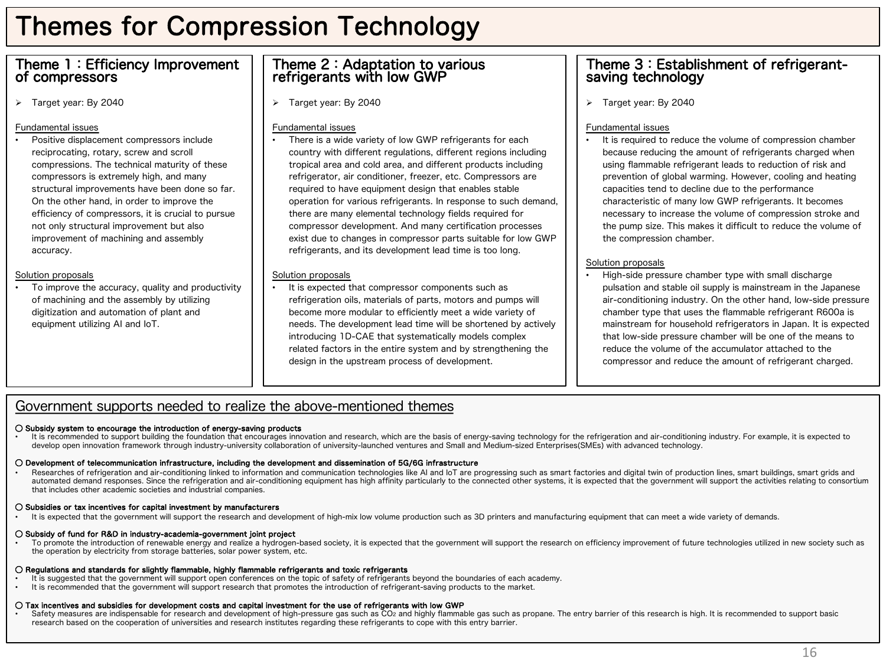# Themes for Compression Technology

## Theme 1：Efficiency Improvement of compressors

- Target year: By 2040

Fundamental issues

- Positive displacement compressors include reciprocating, rotary, screw and scroll compressions. The technical maturity of these compressors is extremely high, and many structural improvements have been done so far. On the other hand, in order to improve the efficiency of compressors, it is crucial to pursue not only structural improvement but also improvement of machining and assembly accuracy.

Solution proposals

- To improve the accuracy, quality and productivity of machining and the assembly by utilizing digitization and automation of plant and equipment utilizing AI and IoT.

## Theme 2：Adaptation to various refrigerants with low GWP

- Target year: By 2040

Fundamental issues

- There is a wide variety of low GWP refrigerants for each country with different regulations, different regions including tropical area and cold area, and different products including refrigerator, air conditioner, freezer, etc. Compressors are required to have equipment design that enables stable operation for various refrigerants. In response to such demand, there are many elemental technology fields required for compressor development. And many certification processes exist due to changes in compressor parts suitable for low GWP refrigerants, and its development lead time is too long.

Solution proposals

- It is expected that compressor components such as refrigeration oils, materials of parts, motors and pumps will become more modular to efficiently meet a wide variety of needs. The development lead time will be shortened by actively introducing 1D-CAE that systematically models complex related factors in the entire system and by strengthening the design in the upstream process of development.

## Theme 3：Establishment of refrigerant-saving technology

- Target year: By 2040

Fundamental issues

- It is required to reduce the volume of compression chamber because reducing the amount of refrigerants charged when using flammable refrigerant leads to reduction of risk and prevention of global warming. However, cooling and heating capacities tend to decline due to the performance characteristic of many low GWP refrigerants. It becomes necessary to increase the volume of compression stroke and the pump size. This makes it difficult to reduce the volume of the compression chamber.

Solution proposals

- High-side pressure chamber type with small discharge pulsation and stable oil supply is mainstream in the Japanese air-conditioning industry. On the other hand, low-side pressure chamber type that uses the flammable refrigerant R600a is mainstream for household refrigerators in Japan. It is expected that low-side pressure chamber will be one of the means to reduce the volume of the accumulator attached to the compressor and reduce the amount of refrigerant charged.

## Government supports needed to realize the above-mentioned themes

**○ Subsidy system to encourage the introduction of energy-saving products**

- It is recommended to support building the foundation that encourages innovation and research, which are the basis of energy-saving technology for the refrigeration and air-conditioning industry. For example, it is expected to develop open innovation framework through industry-university collaboration of university-launched ventures and Small and Medium-sized Enterprises(SMEs) with advanced technology.

**○ Development of telecommunication infrastructure, including the development and dissemination of 5G/6G infrastructure**

- Researches of refrigeration and air-conditioning linked to information and communication technologies like AI and IoT are progressing such as smart factories and digital twin of production lines, smart buildings, smart grids and automated demand responses. Since the refrigeration and air-conditioning equipment has high affinity particularly to the connected other systems, it is expected that the government will support the activities relating to consortium that includes other academic societies and industrial companies.

**○ Subsidies or tax incentives for capital investment by manufacturers**

- It is expected that the government will support the research and development of high-mix low volume production such as 3D printers and manufacturing equipment that can meet a wide variety of demands.

**○ Subsidy of fund for R&D in industry-academia-government joint project**

- To promote the introduction of renewable energy and realize a hydrogen-based society, it is expected that the government will support the research on efficiency improvement of future technologies utilized in new society such as the operation by electricity from storage batteries, solar power system, etc.

**○ Regulations and standards for slightly flammable, highly flammable refrigerants and toxic refrigerants**

- It is suggested that the government will support open conferences on the topic of safety of refrigerants beyond the boundaries of each academy.
- It is recommended that the government will support research that promotes the introduction of refrigerant-saving products to the market.

**○ Tax incentives and subsidies for development costs and capital investment for the use of refrigerants with low GWP**

- Safety measures are indispensable for research and development of high-pressure gas such as $CO_2$ and highly flammable gas such as propane. The entry barrier of this research is high. It is recommended to support basic research based on the cooperation of universities and research institutes regarding these refrigerants to cope with this entry barrier.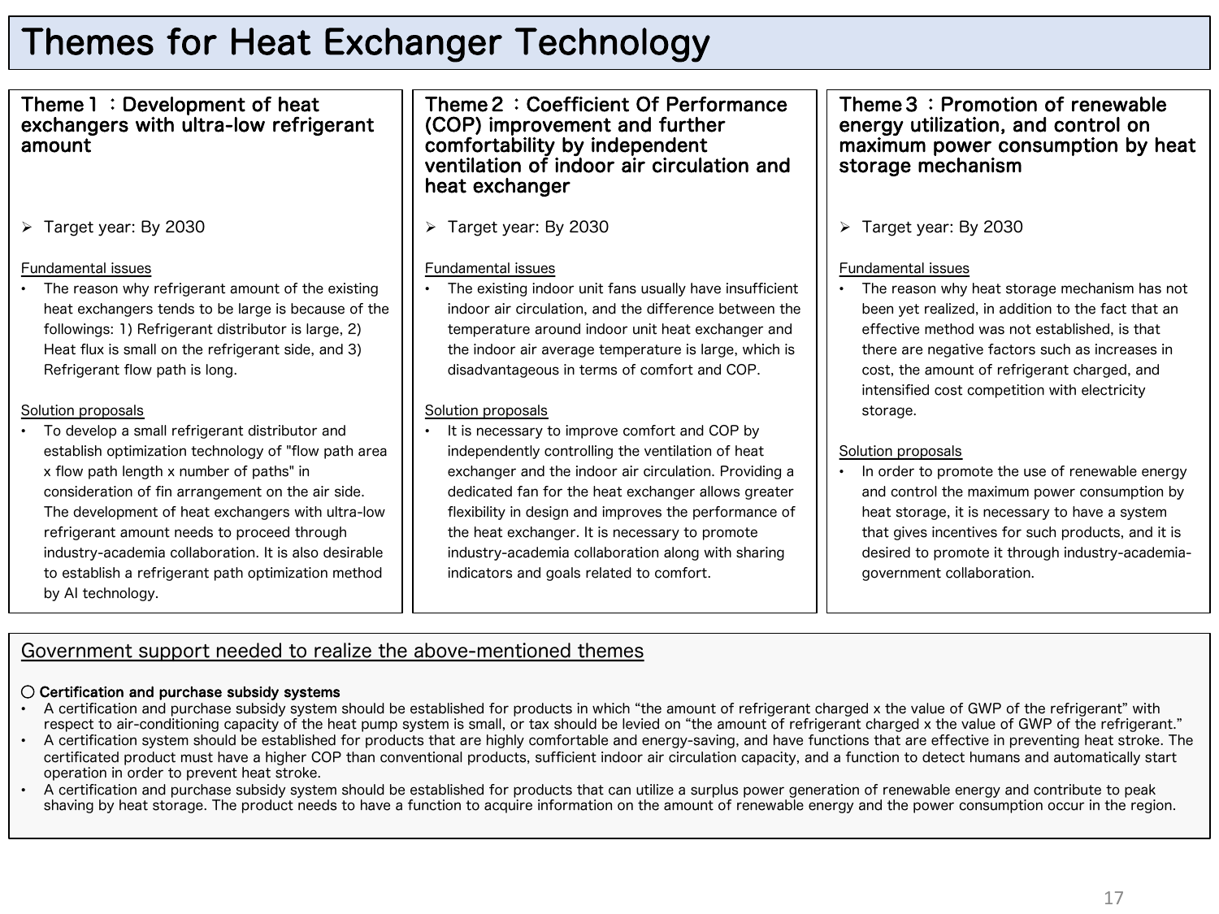# Themes for Heat Exchanger Technology

## Theme１：Development of heat exchangers with ultra-low refrigerant amount

➢ Target year: By 2030

Fundamental issues

- The reason why refrigerant amount of the existing heat exchangers tends to be large is because of the followings: 1) Refrigerant distributor is large, 2) Heat flux is small on the refrigerant side, and 3) Refrigerant flow path is long.

Solution proposals

- To develop a small refrigerant distributor and establish optimization technology of "flow path area x flow path length x number of paths" in consideration of fin arrangement on the air side. The development of heat exchangers with ultra-low refrigerant amount needs to proceed through industry-academia collaboration. It is also desirable to establish a refrigerant path optimization method by AI technology.

## Theme２：Coefficient Of Performance (COP) improvement and further comfortability by independent ventilation of indoor air circulation and heat exchanger

➢ Target year: By 2030

Fundamental issues

- The existing indoor unit fans usually have insufficient indoor air circulation, and the difference between the temperature around indoor unit heat exchanger and the indoor air average temperature is large, which is disadvantageous in terms of comfort and COP.

Solution proposals

- It is necessary to improve comfort and COP by independently controlling the ventilation of heat exchanger and the indoor air circulation. Providing a dedicated fan for the heat exchanger allows greater flexibility in design and improves the performance of the heat exchanger. It is necessary to promote industry-academia collaboration along with sharing indicators and goals related to comfort.

## Theme３：Promotion of renewable energy utilization, and control on maximum power consumption by heat storage mechanism

➢ Target year: By 2030

Fundamental issues

- The reason why heat storage mechanism has not been yet realized, in addition to the fact that an effective method was not established, is that there are negative factors such as increases in cost, the amount of refrigerant charged, and intensified cost competition with electricity storage.

Solution proposals

- In order to promote the use of renewable energy and control the maximum power consumption by heat storage, it is necessary to have a system that gives incentives for such products, and it is desired to promote it through industry-academia-government collaboration.

## Government support needed to realize the above-mentioned themes

○ **Certification and purchase subsidy systems**

- A certification and purchase subsidy system should be established for products in which “the amount of refrigerant charged x the value of GWP of the refrigerant” with respect to air-conditioning capacity of the heat pump system is small, or tax should be levied on “the amount of refrigerant charged x the value of GWP of the refrigerant.”
- A certification system should be established for products that are highly comfortable and energy-saving, and have functions that are effective in preventing heat stroke. The certificated product must have a higher COP than conventional products, sufficient indoor air circulation capacity, and a function to detect humans and automatically start operation in order to prevent heat stroke.
- A certification and purchase subsidy system should be established for products that can utilize a surplus power generation of renewable energy and contribute to peak shaving by heat storage. The product needs to have a function to acquire information on the amount of renewable energy and the power consumption occur in the region.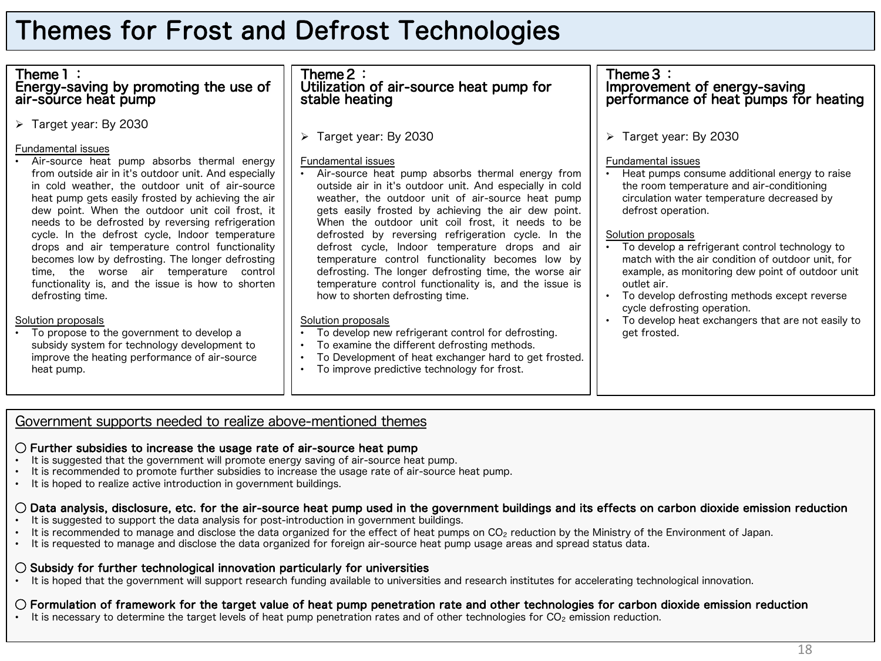# Themes for Frost and Defrost Technologies

## Theme 1 ： Energy-saving by promoting the use of air-source heat pump

➢ Target year: By 2030

Fundamental issues

- Air-source heat pump absorbs thermal energy from outside air in it's outdoor unit. And especially in cold weather, the outdoor unit of air-source heat pump gets easily frosted by achieving the air dew point. When the outdoor unit coil frost, it needs to be defrosted by reversing refrigeration cycle. In the defrost cycle, Indoor temperature drops and air temperature control functionality becomes low by defrosting. The longer defrosting time, the worse air temperature control functionality is, and the issue is how to shorten defrosting time.

Solution proposals

- To propose to the government to develop a subsidy system for technology development to improve the heating performance of air-source heat pump.

## Theme 2 ： Utilization of air-source heat pump for stable heating

➢ Target year: By 2030

Fundamental issues

- Air-source heat pump absorbs thermal energy from outside air in it's outdoor unit. And especially in cold weather, the outdoor unit of air-source heat pump gets easily frosted by achieving the air dew point. When the outdoor unit coil frost, it needs to be defrosted by reversing refrigeration cycle. In the defrost cycle, Indoor temperature drops and air temperature control functionality becomes low by defrosting. The longer defrosting time, the worse air temperature control functionality is, and the issue is how to shorten defrosting time.

Solution proposals

- To develop new refrigerant control for defrosting.
- To examine the different defrosting methods.
- To Development of heat exchanger hard to get frosted.
- To improve predictive technology for frost.

## Theme 3 ： Improvement of energy-saving performance of heat pumps for heating

➢ Target year: By 2030

Fundamental issues

- Heat pumps consume additional energy to raise the room temperature and air-conditioning circulation water temperature decreased by defrost operation.

Solution proposals

- To develop a refrigerant control technology to match with the air condition of outdoor unit, for example, as monitoring dew point of outdoor unit outlet air.
- To develop defrosting methods except reverse cycle defrosting operation.
- To develop heat exchangers that are not easily to get frosted.

## Government supports needed to realize above-mentioned themes

**○ Further subsidies to increase the usage rate of air-source heat pump**

- It is suggested that the government will promote energy saving of air-source heat pump.
- It is recommended to promote further subsidies to increase the usage rate of air-source heat pump.
- It is hoped to realize active introduction in government buildings.

**○ Data analysis, disclosure, etc. for the air-source heat pump used in the government buildings and its effects on carbon dioxide emission reduction**

- It is suggested to support the data analysis for post-introduction in government buildings.
- It is recommended to manage and disclose the data organized for the effect of heat pumps on $CO_2$ reduction by the Ministry of the Environment of Japan.
- It is requested to manage and disclose the data organized for foreign air-source heat pump usage areas and spread status data.

**○ Subsidy for further technological innovation particularly for universities**

- It is hoped that the government will support research funding available to universities and research institutes for accelerating technological innovation.

**○ Formulation of framework for the target value of heat pump penetration rate and other technologies for carbon dioxide emission reduction**

- It is necessary to determine the target levels of heat pump penetration rates and of other technologies for $CO_2$ emission reduction.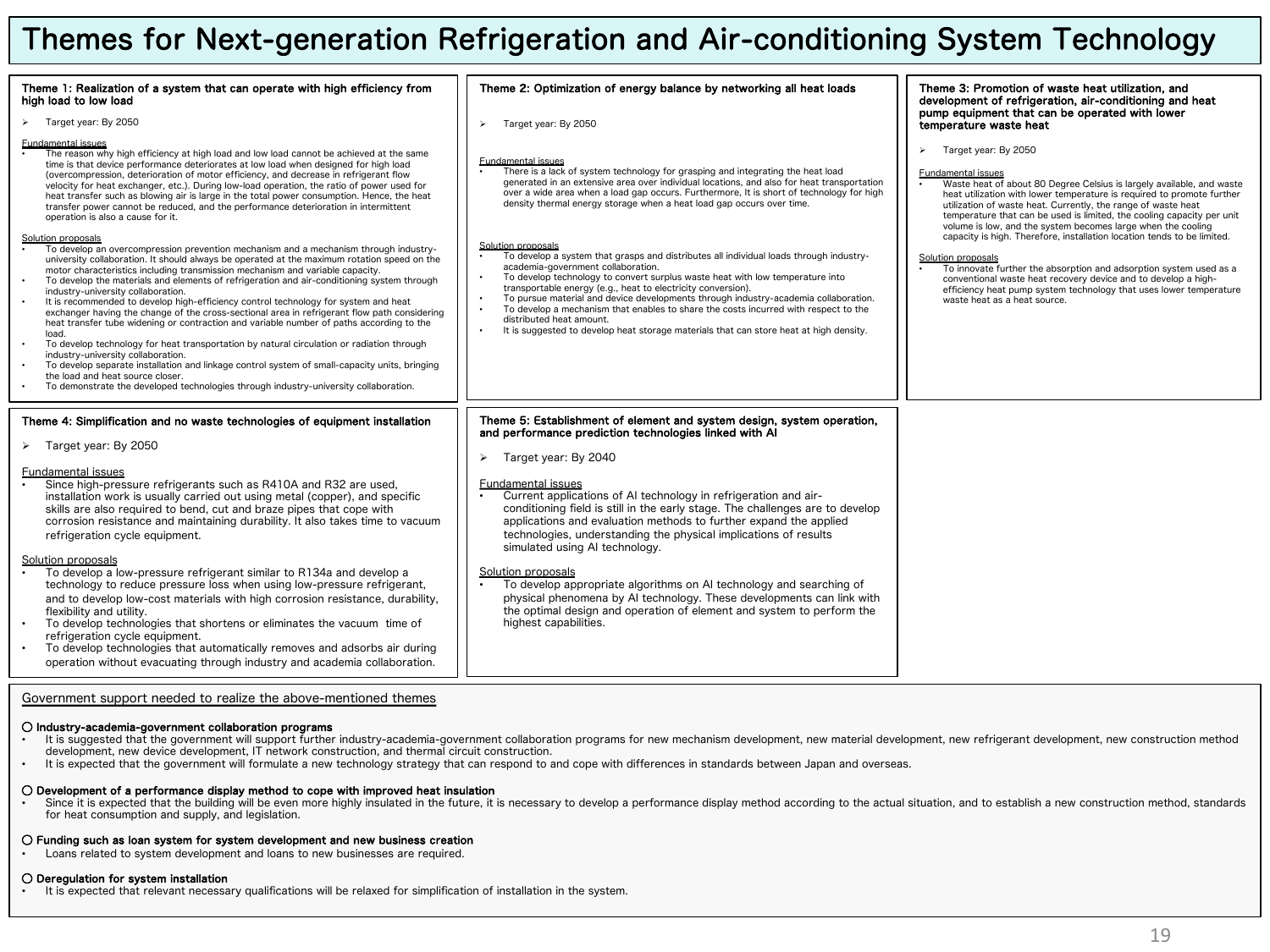# Themes for Next-generation Refrigeration and Air-conditioning System Technology

### Theme 1: Realization of a system that can operate with high efficiency from high load to low load

- Target year: By 2050

Fundamental issues

- The reason why high efficiency at high load and low load cannot be achieved at the same time is that device performance deteriorates at low load when designed for high load (overcompression, deterioration of motor efficiency, and decrease in refrigerant flow velocity for heat exchanger, etc.). During low-load operation, the ratio of power used for heat transfer such as blowing air is large in the total power consumption. Hence, the heat transfer power cannot be reduced, and the performance deterioration in intermittent operation is also a cause for it.

Solution proposals

- To develop an overcompression prevention mechanism and a mechanism through industry-university collaboration. It should always be operated at the maximum rotation speed on the motor characteristics including transmission mechanism and variable capacity.
- To develop the materials and elements of refrigeration and air-conditioning system through industry-university collaboration.
- It is recommended to develop high-efficiency control technology for system and heat exchanger having the change of the cross-sectional area in refrigerant flow path considering heat transfer tube widening or contraction and variable number of paths according to the load.
- To develop technology for heat transportation by natural circulation or radiation through industry-university collaboration.
- To develop separate installation and linkage control system of small-capacity units, bringing the load and heat source closer.
- To demonstrate the developed technologies through industry-university collaboration.

### Theme 2: Optimization of energy balance by networking all heat loads

- Target year: By 2050

Fundamental issues

- There is a lack of system technology for grasping and integrating the heat load generated in an extensive area over individual locations, and also for heat transportation over a wide area when a load gap occurs. Furthermore, It is short of technology for high density thermal energy storage when a heat load gap occurs over time.

Solution proposals

- To develop a system that grasps and distributes all individual loads through industry-academia-government collaboration.
- To develop technology to convert surplus waste heat with low temperature into transportable energy (e.g., heat to electricity conversion).
- To pursue material and device developments through industry-academia collaboration.
- To develop a mechanism that enables to share the costs incurred with respect to the distributed heat amount.
- It is suggested to develop heat storage materials that can store heat at high density.

### Theme 3: Promotion of waste heat utilization, and development of refrigeration, air-conditioning and heat pump equipment that can be operated with lower temperature waste heat

- Target year: By 2050

Fundamental issues

- Waste heat of about 80 Degree Celsius is largely available, and waste heat utilization with lower temperature is required to promote further utilization of waste heat. Currently, the range of waste heat temperature that can be used is limited, the cooling capacity per unit volume is low, and the system becomes large when the cooling capacity is high. Therefore, installation location tends to be limited.

Solution proposals

- To innovate further the absorption and adsorption system used as a conventional waste heat recovery device and to develop a high-efficiency heat pump system technology that uses lower temperature waste heat as a heat source.

### Theme 4: Simplification and no waste technologies of equipment installation

- Target year: By 2050

Fundamental issues

- Since high-pressure refrigerants such as R410A and R32 are used, installation work is usually carried out using metal (copper), and specific skills are also required to bend, cut and braze pipes that cope with corrosion resistance and maintaining durability. It also takes time to vacuum refrigeration cycle equipment.

Solution proposals

- To develop a low-pressure refrigerant similar to R134a and develop a technology to reduce pressure loss when using low-pressure refrigerant, and to develop low-cost materials with high corrosion resistance, durability, flexibility and utility.
- To develop technologies that shortens or eliminates the vacuum time of refrigeration cycle equipment.
- To develop technologies that automatically removes and adsorbs air during operation without evacuating through industry and academia collaboration.

### Theme 5: Establishment of element and system design, system operation, and performance prediction technologies linked with AI

- Target year: By 2040

Fundamental issues

- Current applications of AI technology in refrigeration and air-conditioning field is still in the early stage. The challenges are to develop applications and evaluation methods to further expand the applied technologies, understanding the physical implications of results simulated using AI technology.

Solution proposals

- To develop appropriate algorithms on AI technology and searching of physical phenomena by AI technology. These developments can link with the optimal design and operation of element and system to perform the highest capabilities.

### Government support needed to realize the above-mentioned themes

**○ Industry-academia-government collaboration programs**

- It is suggested that the government will support further industry-academia-government collaboration programs for new mechanism development, new material development, new refrigerant development, new construction method development, new device development, IT network construction, and thermal circuit construction.
- It is expected that the government will formulate a new technology strategy that can respond to and cope with differences in standards between Japan and overseas.

**○ Development of a performance display method to cope with improved heat insulation**

- Since it is expected that the building will be even more highly insulated in the future, it is necessary to develop a performance display method according to the actual situation, and to establish a new construction method, standards for heat consumption and supply, and legislation.

**○ Funding such as loan system for system development and new business creation**

- Loans related to system development and loans to new businesses are required.

**○ Deregulation for system installation**

- It is expected that relevant necessary qualifications will be relaxed for simplification of installation in the system.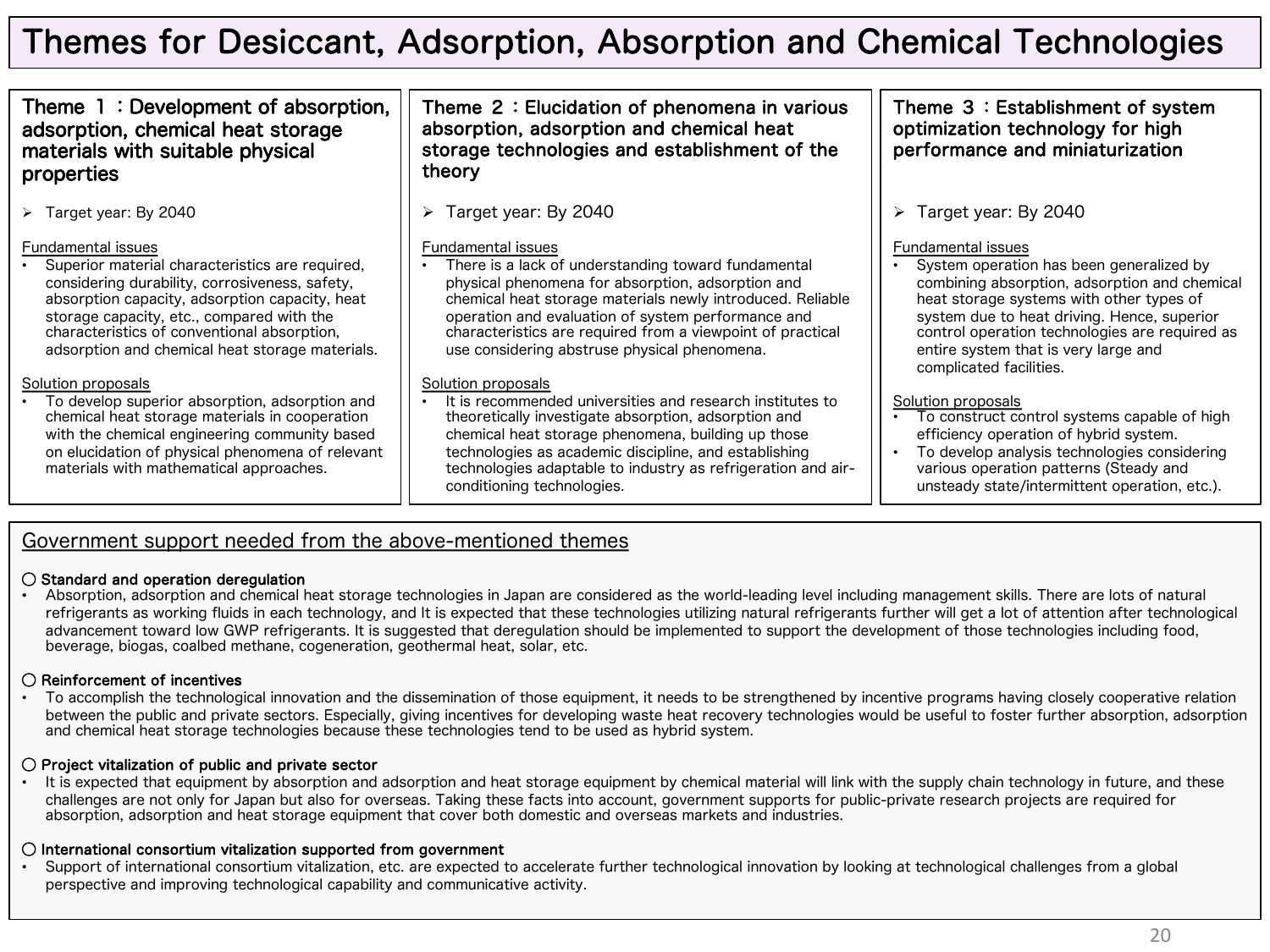# Themes for Desiccant, Adsorption, Absorption and Chemical Technologies

## Theme 1：Development of absorption, adsorption, chemical heat storage materials with suitable physical properties

- Target year: By 2040

Fundamental issues

- Superior material characteristics are required, considering durability, corrosiveness, safety, absorption capacity, adsorption capacity, heat storage capacity, etc., compared with the characteristics of conventional absorption, adsorption and chemical heat storage materials.

Solution proposals

- To develop superior absorption, adsorption and chemical heat storage materials in cooperation with the chemical engineering community based on elucidation of physical phenomena of relevant materials with mathematical approaches.

## Theme 2：Elucidation of phenomena in various absorption, adsorption and chemical heat storage technologies and establishment of the theory

- Target year: By 2040

Fundamental issues

- There is a lack of understanding toward fundamental physical phenomena for absorption, adsorption and chemical heat storage materials newly introduced. Reliable operation and evaluation of system performance and characteristics are required from a viewpoint of practical use considering abstruse physical phenomena.

Solution proposals

- It is recommended universities and research institutes to theoretically investigate absorption, adsorption and chemical heat storage phenomena, building up those technologies as academic discipline, and establishing technologies adaptable to industry as refrigeration and air-conditioning technologies.

## Theme 3：Establishment of system optimization technology for high performance and miniaturization

- Target year: By 2040

Fundamental issues

- System operation has been generalized by combining absorption, adsorption and chemical heat storage systems with other types of system due to heat driving. Hence, superior control operation technologies are required as entire system that is very large and complicated facilities.

Solution proposals

- To construct control systems capable of high efficiency operation of hybrid system.
- To develop analysis technologies considering various operation patterns (Steady and unsteady state/intermittent operation, etc.).

## Government support needed from the above-mentioned themes

**○ Standard and operation deregulation**

- Absorption, adsorption and chemical heat storage technologies in Japan are considered as the world-leading level including management skills. There are lots of natural refrigerants as working fluids in each technology, and It is expected that these technologies utilizing natural refrigerants further will get a lot of attention after technological advancement toward low GWP refrigerants. It is suggested that deregulation should be implemented to support the development of those technologies including food, beverage, biogas, coalbed methane, cogeneration, geothermal heat, solar, etc.

**○ Reinforcement of incentives**

- To accomplish the technological innovation and the dissemination of those equipment, it needs to be strengthened by incentive programs having closely cooperative relation between the public and private sectors. Especially, giving incentives for developing waste heat recovery technologies would be useful to foster further absorption, adsorption and chemical heat storage technologies because these technologies tend to be used as hybrid system.

**○ Project vitalization of public and private sector**

- It is expected that equipment by absorption and adsorption and heat storage equipment by chemical material will link with the supply chain technology in future, and these challenges are not only for Japan but also for overseas. Taking these facts into account, government supports for public-private research projects are required for absorption, adsorption and heat storage equipment that cover both domestic and overseas markets and industries.

**○ International consortium vitalization supported from government**

- Support of international consortium vitalization, etc. are expected to accelerate further technological innovation by looking at technological challenges from a global perspective and improving technological capability and communicative activity.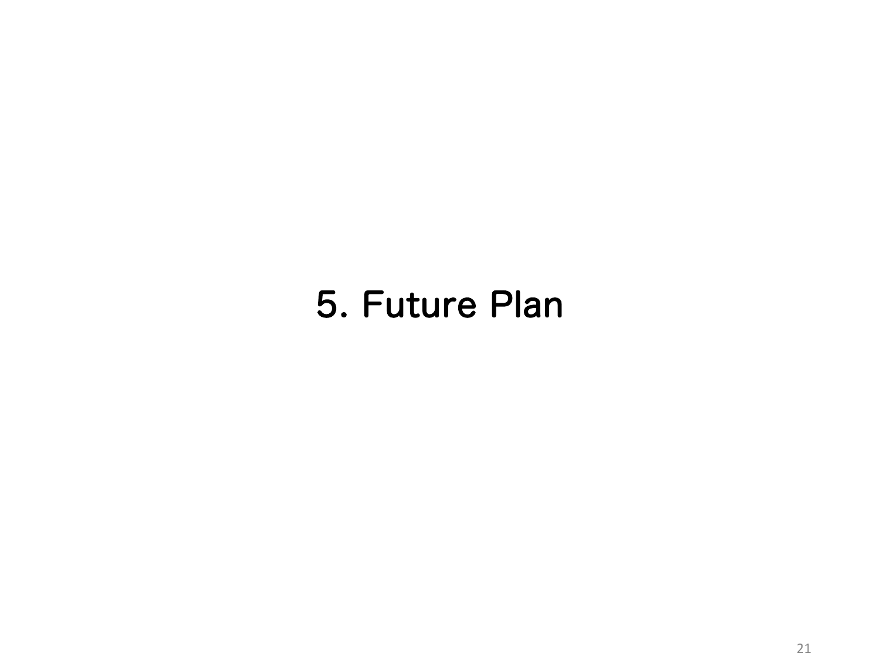# 5. Future Plan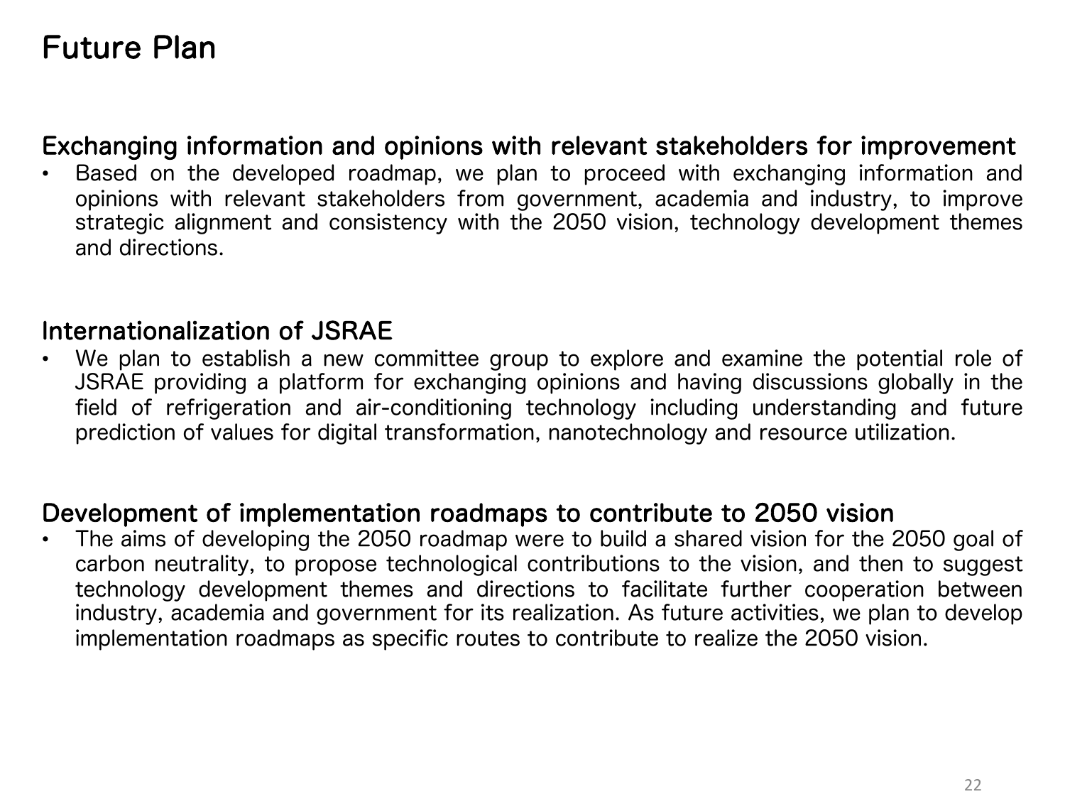# Future Plan

## Exchanging information and opinions with relevant stakeholders for improvement

- Based on the developed roadmap, we plan to proceed with exchanging information and opinions with relevant stakeholders from government, academia and industry, to improve strategic alignment and consistency with the 2050 vision, technology development themes and directions.

## Internationalization of JSRAE

- We plan to establish a new committee group to explore and examine the potential role of JSRAE providing a platform for exchanging opinions and having discussions globally in the field of refrigeration and air-conditioning technology including understanding and future prediction of values for digital transformation, nanotechnology and resource utilization.

## Development of implementation roadmaps to contribute to 2050 vision

- The aims of developing the 2050 roadmap were to build a shared vision for the 2050 goal of carbon neutrality, to propose technological contributions to the vision, and then to suggest technology development themes and directions to facilitate further cooperation between industry, academia and government for its realization. As future activities, we plan to develop implementation roadmaps as specific routes to contribute to realize the 2050 vision.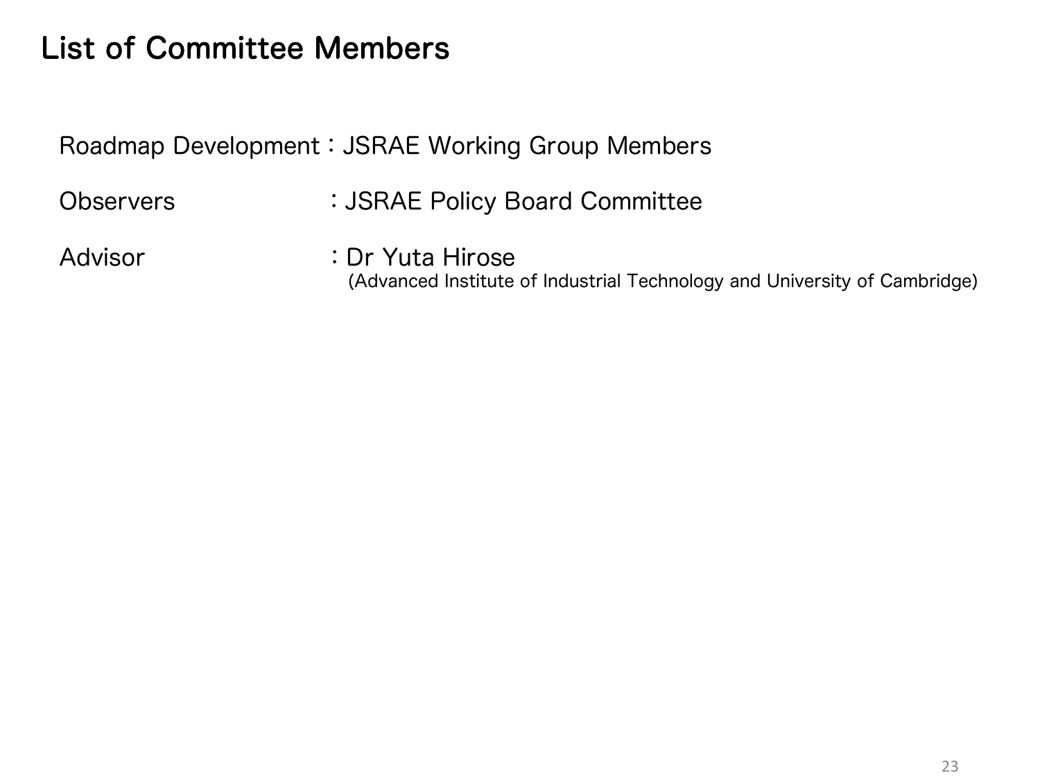# List of Committee Members

Roadmap Development：JSRAE Working Group Members

Observers：JSRAE Policy Board Committee

Advisor：Dr Yuta Hirose
(Advanced Institute of Industrial Technology and University of Cambridge)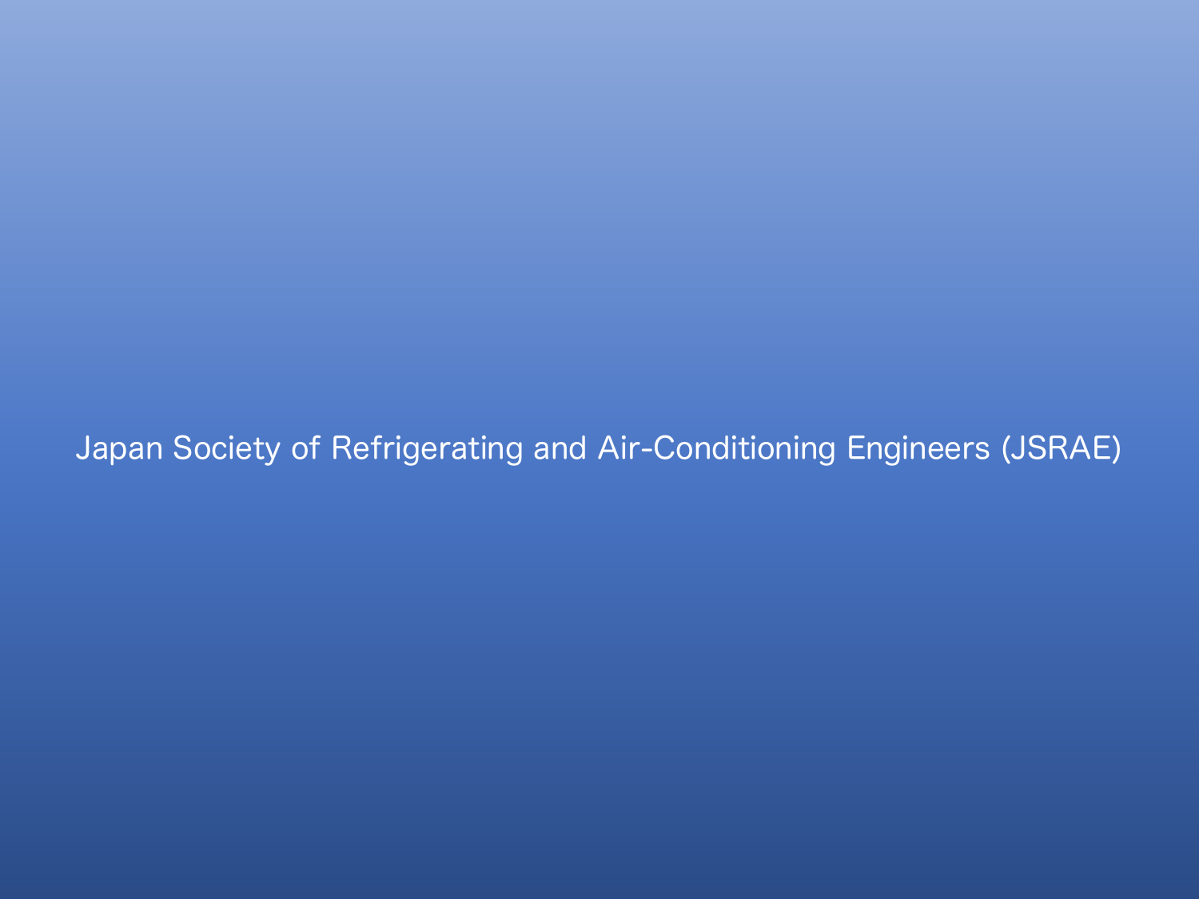Japan Society of Refrigerating and Air-Conditioning Engineers (JSRAE)